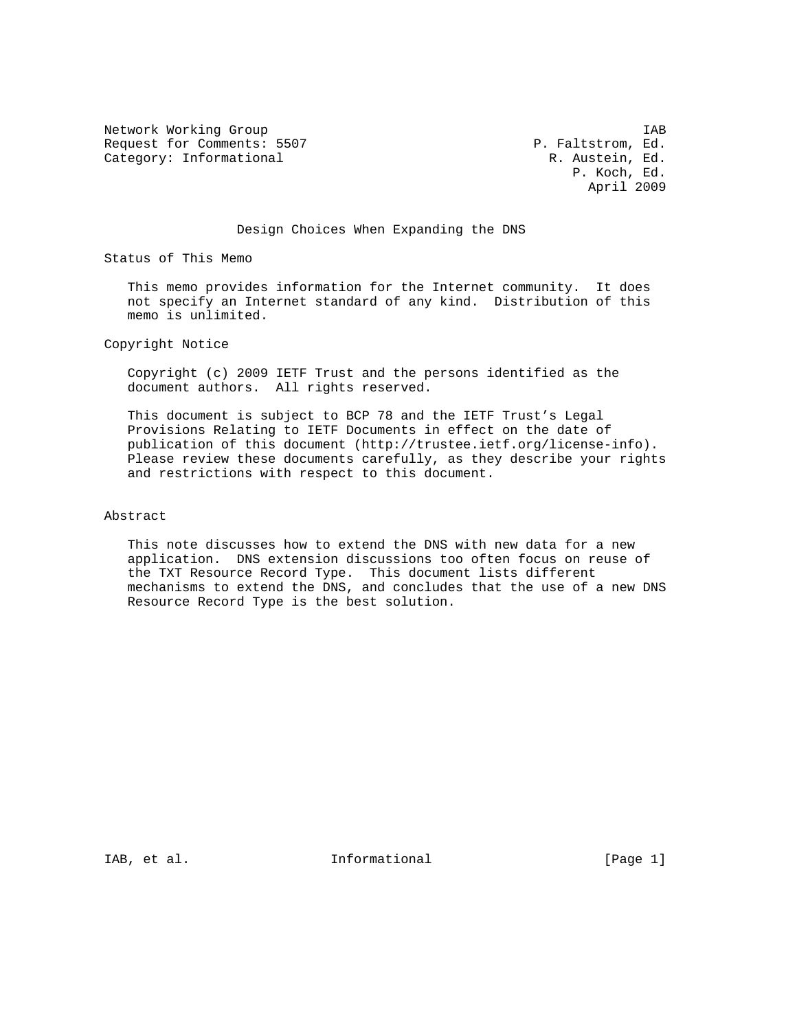Network Working Group IAB
Request for Comments: 5507 P. Faltstrom, Ed.
Category: Informational R. Austein, Ed.
P. Koch, Ed.
April 2009

# Design Choices When Expanding the DNS

## Status of This Memo

This memo provides information for the Internet community. It does not specify an Internet standard of any kind. Distribution of this memo is unlimited.

## Copyright Notice

Copyright (c) 2009 IETF Trust and the persons identified as the document authors. All rights reserved.

This document is subject to BCP 78 and the IETF Trust's Legal Provisions Relating to IETF Documents in effect on the date of publication of this document (http://trustee.ietf.org/license-info). Please review these documents carefully, as they describe your rights and restrictions with respect to this document.

## Abstract

This note discusses how to extend the DNS with new data for a new application. DNS extension discussions too often focus on reuse of the TXT Resource Record Type. This document lists different mechanisms to extend the DNS, and concludes that the use of a new DNS Resource Record Type is the best solution.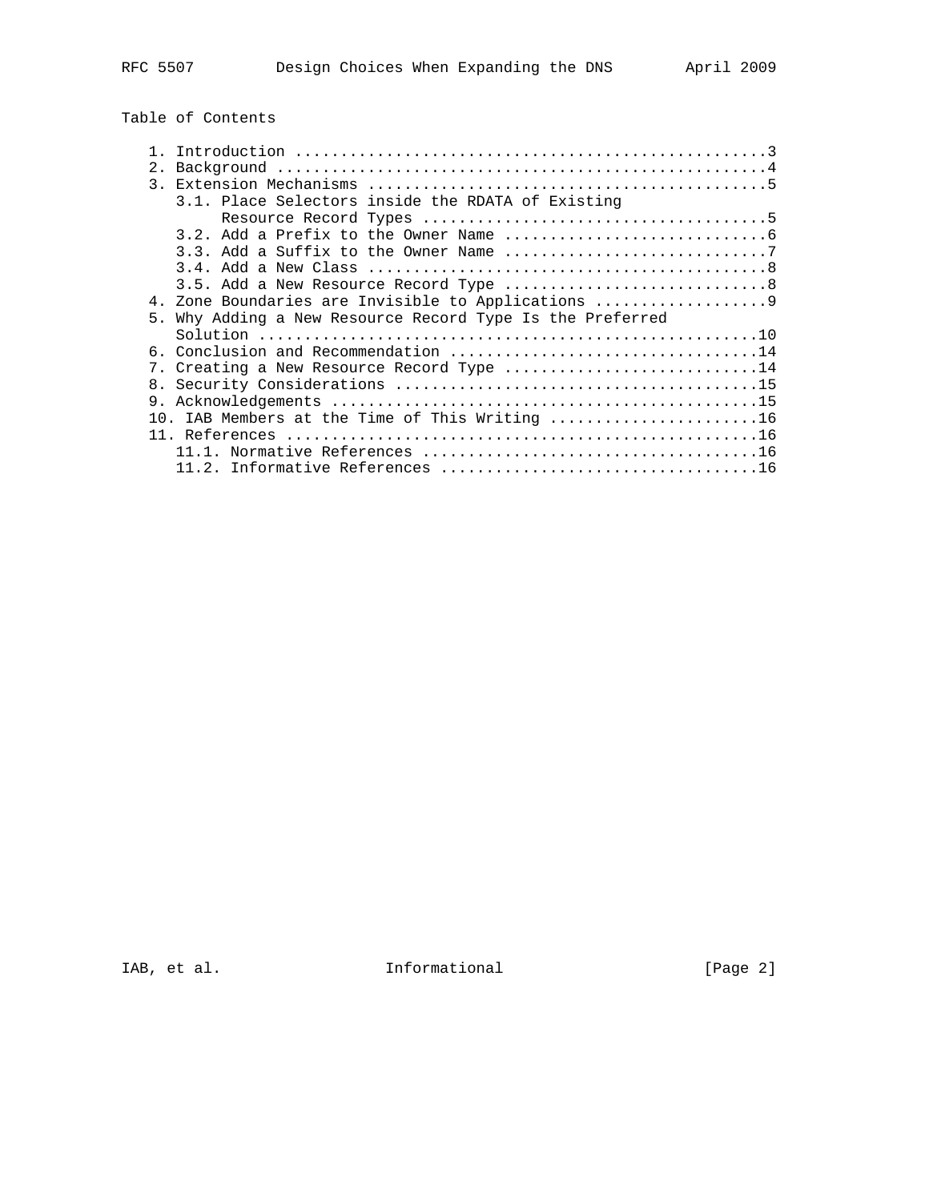## Table of Contents

1. Introduction ....................................................3
2. Background ......................................................4
3. Extension Mechanisms ............................................5
   3.1. Place Selectors inside the RDATA of Existing Resource Record Types .....................................5
   3.2. Add a Prefix to the Owner Name .............................6
   3.3. Add a Suffix to the Owner Name .............................7
   3.4. Add a New Class ............................................8
   3.5. Add a New Resource Record Type .............................8
4. Zone Boundaries are Invisible to Applications ...................9
5. Why Adding a New Resource Record Type Is the Preferred Solution ........................................................10
6. Conclusion and Recommendation ..................................14
7. Creating a New Resource Record Type ............................14
8. Security Considerations ........................................15
9. Acknowledgements ...............................................15
10. IAB Members at the Time of This Writing .......................16
11. References ....................................................16
   11.1. Normative References .....................................16
   11.2. Informative References ...................................16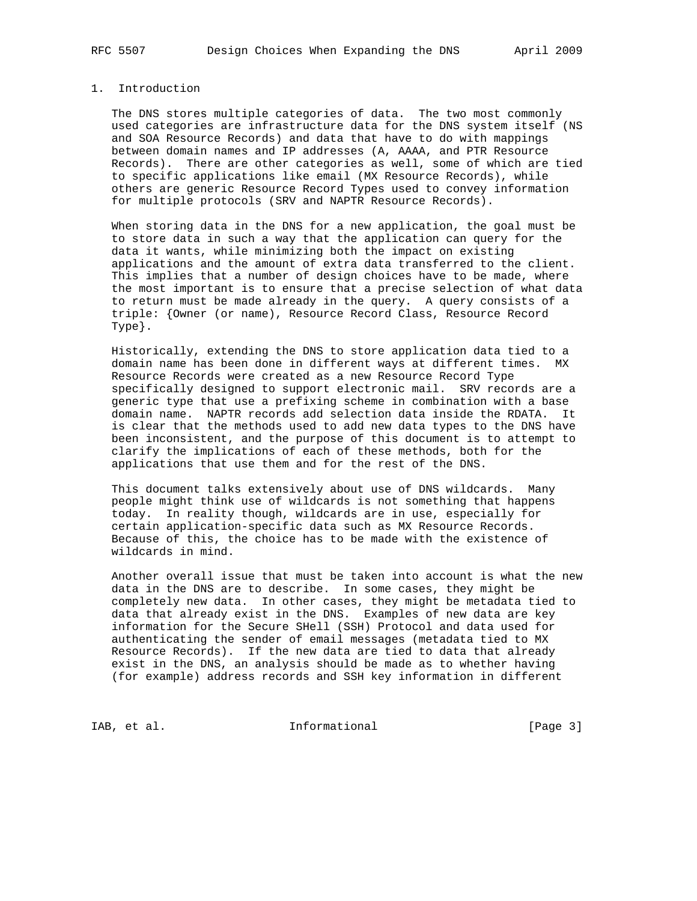# 1. Introduction

The DNS stores multiple categories of data. The two most commonly used categories are infrastructure data for the DNS system itself (NS and SOA Resource Records) and data that have to do with mappings between domain names and IP addresses (A, AAAA, and PTR Resource Records). There are other categories as well, some of which are tied to specific applications like email (MX Resource Records), while others are generic Resource Record Types used to convey information for multiple protocols (SRV and NAPTR Resource Records).

When storing data in the DNS for a new application, the goal must be to store data in such a way that the application can query for the data it wants, while minimizing both the impact on existing applications and the amount of extra data transferred to the client. This implies that a number of design choices have to be made, where the most important is to ensure that a precise selection of what data to return must be made already in the query. A query consists of a triple: {Owner (or name), Resource Record Class, Resource Record Type}.

Historically, extending the DNS to store application data tied to a domain name has been done in different ways at different times. MX Resource Records were created as a new Resource Record Type specifically designed to support electronic mail. SRV records are a generic type that use a prefixing scheme in combination with a base domain name. NAPTR records add selection data inside the RDATA. It is clear that the methods used to add new data types to the DNS have been inconsistent, and the purpose of this document is to attempt to clarify the implications of each of these methods, both for the applications that use them and for the rest of the DNS.

This document talks extensively about use of DNS wildcards. Many people might think use of wildcards is not something that happens today. In reality though, wildcards are in use, especially for certain application-specific data such as MX Resource Records. Because of this, the choice has to be made with the existence of wildcards in mind.

Another overall issue that must be taken into account is what the new data in the DNS are to describe. In some cases, they might be completely new data. In other cases, they might be metadata tied to data that already exist in the DNS. Examples of new data are key information for the Secure SHell (SSH) Protocol and data used for authenticating the sender of email messages (metadata tied to MX Resource Records). If the new data are tied to data that already exist in the DNS, an analysis should be made as to whether having (for example) address records and SSH key information in different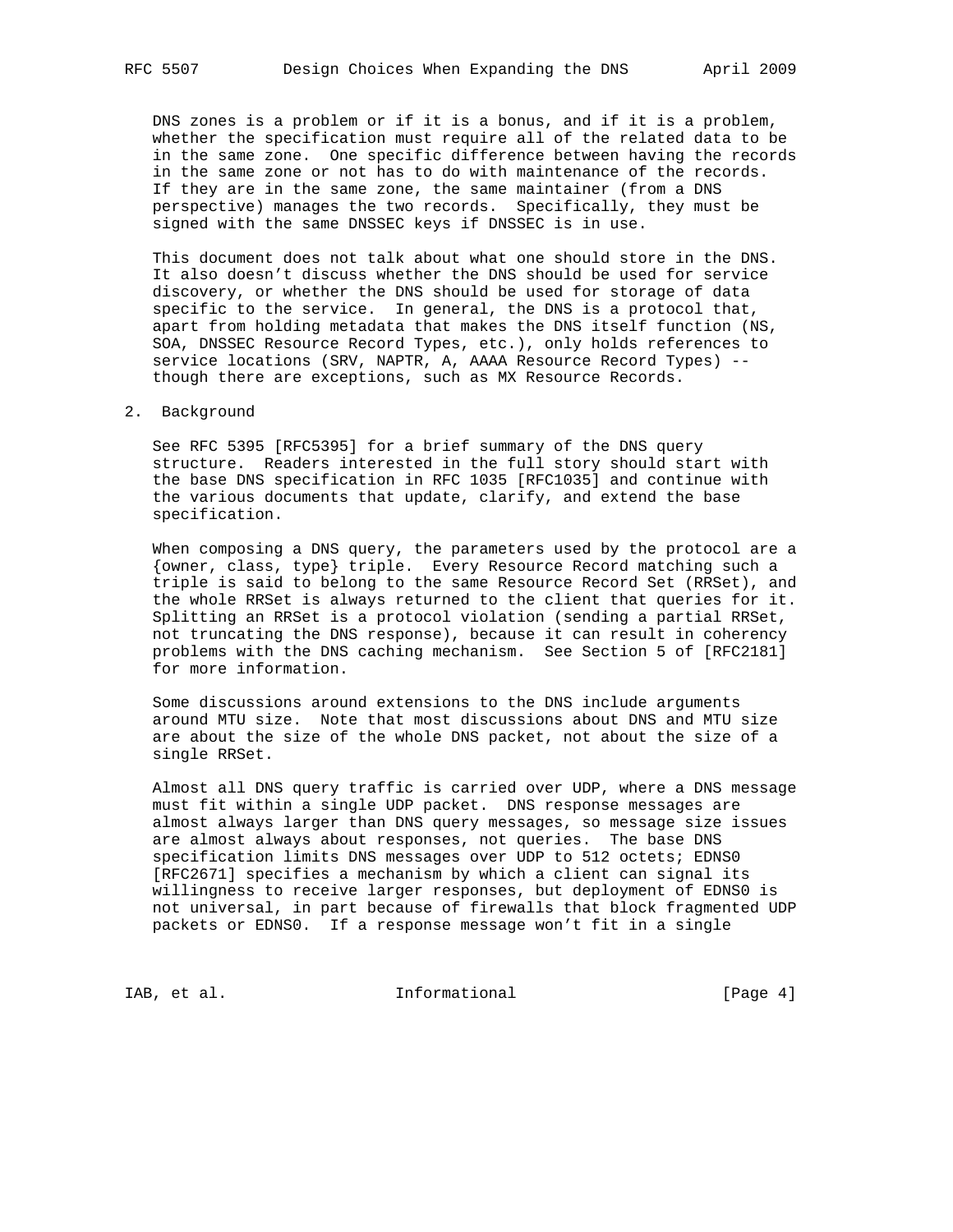DNS zones is a problem or if it is a bonus, and if it is a problem, whether the specification must require all of the related data to be in the same zone. One specific difference between having the records in the same zone or not has to do with maintenance of the records. If they are in the same zone, the same maintainer (from a DNS perspective) manages the two records. Specifically, they must be signed with the same DNSSEC keys if DNSSEC is in use.

This document does not talk about what one should store in the DNS. It also doesn't discuss whether the DNS should be used for service discovery, or whether the DNS should be used for storage of data specific to the service. In general, the DNS is a protocol that, apart from holding metadata that makes the DNS itself function (NS, SOA, DNSSEC Resource Record Types, etc.), only holds references to service locations (SRV, NAPTR, A, AAAA Resource Record Types) -- though there are exceptions, such as MX Resource Records.

## 2. Background

See RFC 5395 [RFC5395] for a brief summary of the DNS query structure. Readers interested in the full story should start with the base DNS specification in RFC 1035 [RFC1035] and continue with the various documents that update, clarify, and extend the base specification.

When composing a DNS query, the parameters used by the protocol are a {owner, class, type} triple. Every Resource Record matching such a triple is said to belong to the same Resource Record Set (RRSet), and the whole RRSet is always returned to the client that queries for it. Splitting an RRSet is a protocol violation (sending a partial RRSet, not truncating the DNS response), because it can result in coherency problems with the DNS caching mechanism. See Section 5 of [RFC2181] for more information.

Some discussions around extensions to the DNS include arguments around MTU size. Note that most discussions about DNS and MTU size are about the size of the whole DNS packet, not about the size of a single RRSet.

Almost all DNS query traffic is carried over UDP, where a DNS message must fit within a single UDP packet. DNS response messages are almost always larger than DNS query messages, so message size issues are almost always about responses, not queries. The base DNS specification limits DNS messages over UDP to 512 octets; EDNS0 [RFC2671] specifies a mechanism by which a client can signal its willingness to receive larger responses, but deployment of EDNS0 is not universal, in part because of firewalls that block fragmented UDP packets or EDNS0. If a response message won't fit in a single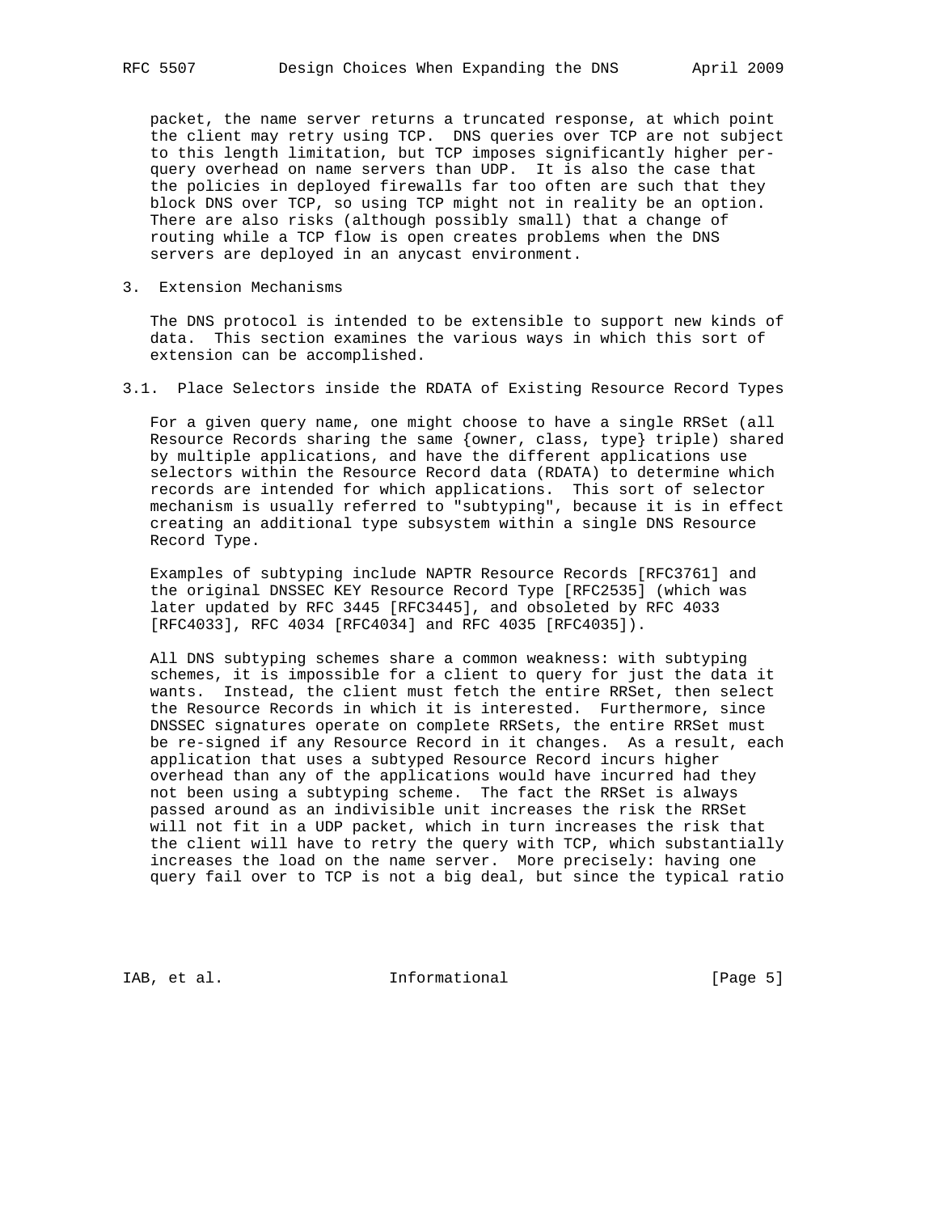packet, the name server returns a truncated response, at which point the client may retry using TCP. DNS queries over TCP are not subject to this length limitation, but TCP imposes significantly higher per-query overhead on name servers than UDP. It is also the case that the policies in deployed firewalls far too often are such that they block DNS over TCP, so using TCP might not in reality be an option. There are also risks (although possibly small) that a change of routing while a TCP flow is open creates problems when the DNS servers are deployed in an anycast environment.

## 3. Extension Mechanisms

The DNS protocol is intended to be extensible to support new kinds of data. This section examines the various ways in which this sort of extension can be accomplished.

### 3.1. Place Selectors inside the RDATA of Existing Resource Record Types

For a given query name, one might choose to have a single RRSet (all Resource Records sharing the same {owner, class, type} triple) shared by multiple applications, and have the different applications use selectors within the Resource Record data (RDATA) to determine which records are intended for which applications. This sort of selector mechanism is usually referred to "subtyping", because it is in effect creating an additional type subsystem within a single DNS Resource Record Type.

Examples of subtyping include NAPTR Resource Records [RFC3761] and the original DNSSEC KEY Resource Record Type [RFC2535] (which was later updated by RFC 3445 [RFC3445], and obsoleted by RFC 4033 [RFC4033], RFC 4034 [RFC4034] and RFC 4035 [RFC4035]).

All DNS subtyping schemes share a common weakness: with subtyping schemes, it is impossible for a client to query for just the data it wants. Instead, the client must fetch the entire RRSet, then select the Resource Records in which it is interested. Furthermore, since DNSSEC signatures operate on complete RRSets, the entire RRSet must be re-signed if any Resource Record in it changes. As a result, each application that uses a subtyped Resource Record incurs higher overhead than any of the applications would have incurred had they not been using a subtyping scheme. The fact the RRSet is always passed around as an indivisible unit increases the risk the RRSet will not fit in a UDP packet, which in turn increases the risk that the client will have to retry the query with TCP, which substantially increases the load on the name server. More precisely: having one query fail over to TCP is not a big deal, but since the typical ratio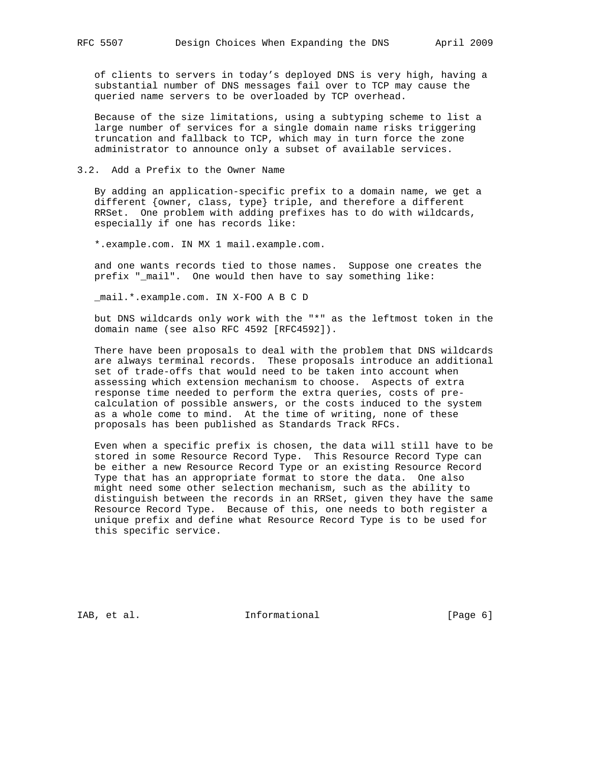of clients to servers in today's deployed DNS is very high, having a substantial number of DNS messages fail over to TCP may cause the queried name servers to be overloaded by TCP overhead.

Because of the size limitations, using a subtyping scheme to list a large number of services for a single domain name risks triggering truncation and fallback to TCP, which may in turn force the zone administrator to announce only a subset of available services.

### 3.2. Add a Prefix to the Owner Name

By adding an application-specific prefix to a domain name, we get a different {owner, class, type} triple, and therefore a different RRSet. One problem with adding prefixes has to do with wildcards, especially if one has records like:

```
*.example.com. IN MX 1 mail.example.com.
```

and one wants records tied to those names. Suppose one creates the prefix "_mail". One would then have to say something like:

```
_mail.*.example.com. IN X-FOO A B C D
```

but DNS wildcards only work with the "*" as the leftmost token in the domain name (see also RFC 4592 [RFC4592]).

There have been proposals to deal with the problem that DNS wildcards are always terminal records. These proposals introduce an additional set of trade-offs that would need to be taken into account when assessing which extension mechanism to choose. Aspects of extra response time needed to perform the extra queries, costs of pre-calculation of possible answers, or the costs induced to the system as a whole come to mind. At the time of writing, none of these proposals has been published as Standards Track RFCs.

Even when a specific prefix is chosen, the data will still have to be stored in some Resource Record Type. This Resource Record Type can be either a new Resource Record Type or an existing Resource Record Type that has an appropriate format to store the data. One also might need some other selection mechanism, such as the ability to distinguish between the records in an RRSet, given they have the same Resource Record Type. Because of this, one needs to both register a unique prefix and define what Resource Record Type is to be used for this specific service.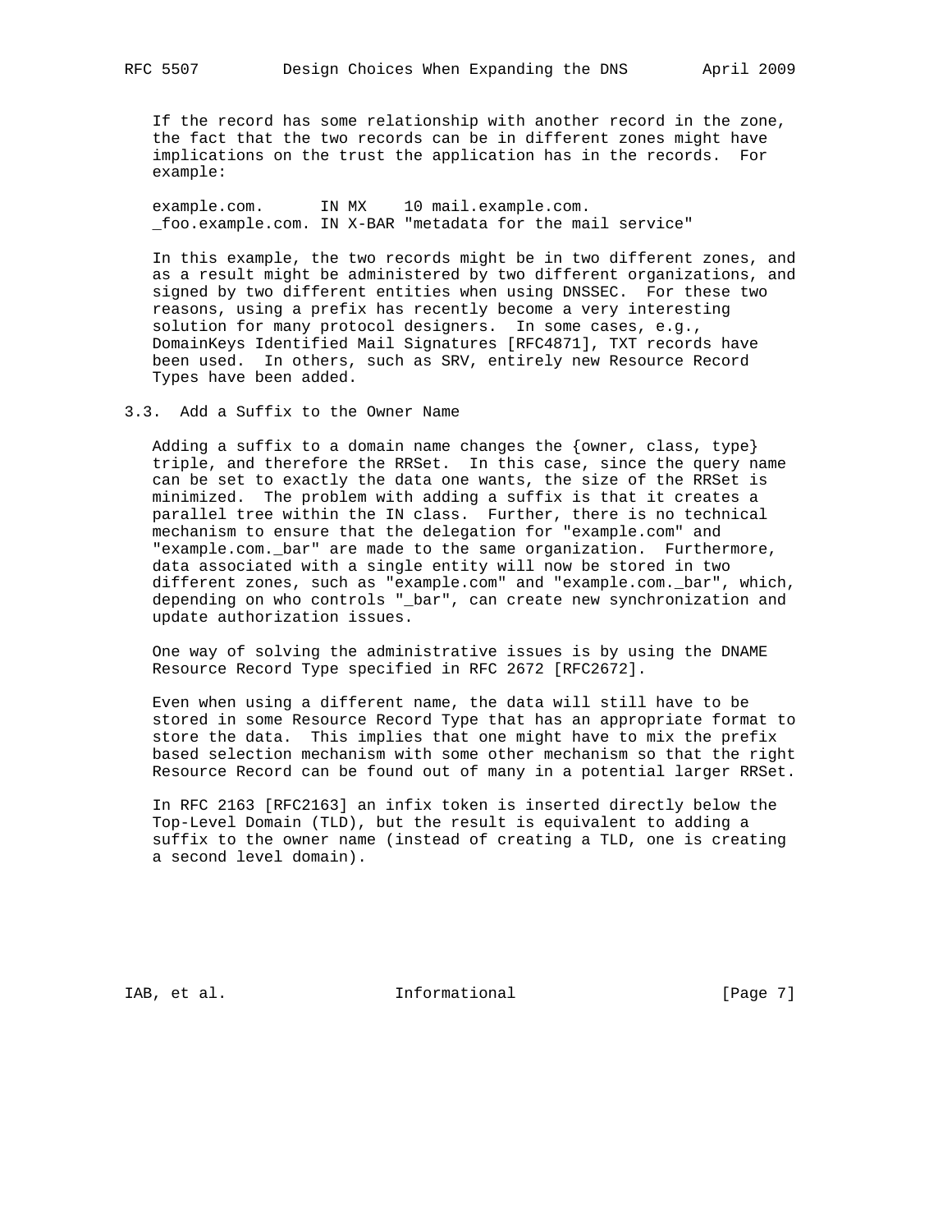If the record has some relationship with another record in the zone, the fact that the two records can be in different zones might have implications on the trust the application has in the records. For example:

```
example.com.      IN MX    10 mail.example.com.
_foo.example.com. IN X-BAR "metadata for the mail service"
```

In this example, the two records might be in two different zones, and as a result might be administered by two different organizations, and signed by two different entities when using DNSSEC. For these two reasons, using a prefix has recently become a very interesting solution for many protocol designers. In some cases, e.g., DomainKeys Identified Mail Signatures [RFC4871], TXT records have been used. In others, such as SRV, entirely new Resource Record Types have been added.

### 3.3. Add a Suffix to the Owner Name

Adding a suffix to a domain name changes the {owner, class, type} triple, and therefore the RRSet. In this case, since the query name can be set to exactly the data one wants, the size of the RRSet is minimized. The problem with adding a suffix is that it creates a parallel tree within the IN class. Further, there is no technical mechanism to ensure that the delegation for "example.com" and "example.com._bar" are made to the same organization. Furthermore, data associated with a single entity will now be stored in two different zones, such as "example.com" and "example.com._bar", which, depending on who controls "_bar", can create new synchronization and update authorization issues.

One way of solving the administrative issues is by using the DNAME Resource Record Type specified in RFC 2672 [RFC2672].

Even when using a different name, the data will still have to be stored in some Resource Record Type that has an appropriate format to store the data. This implies that one might have to mix the prefix based selection mechanism with some other mechanism so that the right Resource Record can be found out of many in a potential larger RRSet.

In RFC 2163 [RFC2163] an infix token is inserted directly below the Top-Level Domain (TLD), but the result is equivalent to adding a suffix to the owner name (instead of creating a TLD, one is creating a second level domain).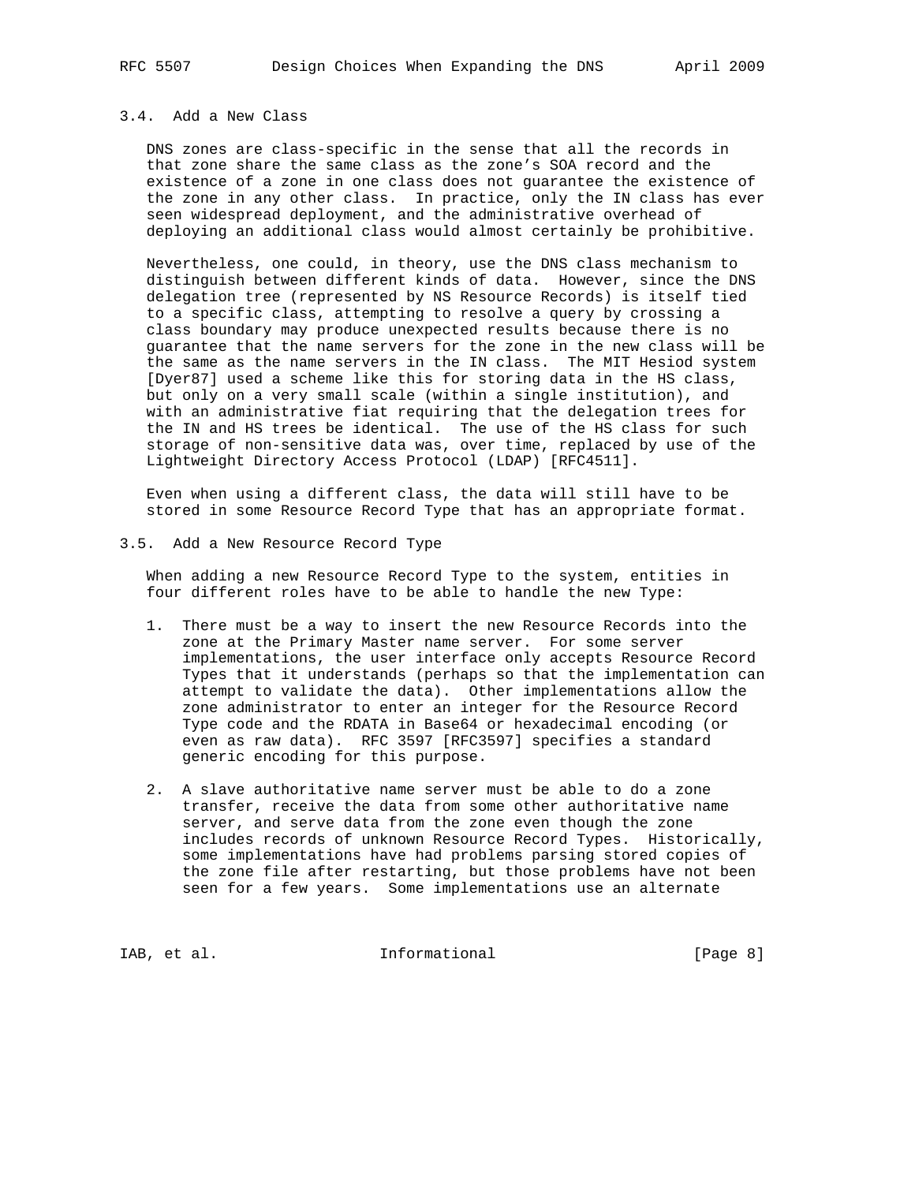### 3.4. Add a New Class

DNS zones are class-specific in the sense that all the records in that zone share the same class as the zone's SOA record and the existence of a zone in one class does not guarantee the existence of the zone in any other class. In practice, only the IN class has ever seen widespread deployment, and the administrative overhead of deploying an additional class would almost certainly be prohibitive.

Nevertheless, one could, in theory, use the DNS class mechanism to distinguish between different kinds of data. However, since the DNS delegation tree (represented by NS Resource Records) is itself tied to a specific class, attempting to resolve a query by crossing a class boundary may produce unexpected results because there is no guarantee that the name servers for the zone in the new class will be the same as the name servers in the IN class. The MIT Hesiod system [Dyer87] used a scheme like this for storing data in the HS class, but only on a very small scale (within a single institution), and with an administrative fiat requiring that the delegation trees for the IN and HS trees be identical. The use of the HS class for such storage of non-sensitive data was, over time, replaced by use of the Lightweight Directory Access Protocol (LDAP) [RFC4511].

Even when using a different class, the data will still have to be stored in some Resource Record Type that has an appropriate format.

### 3.5. Add a New Resource Record Type

When adding a new Resource Record Type to the system, entities in four different roles have to be able to handle the new Type:

1. There must be a way to insert the new Resource Records into the zone at the Primary Master name server. For some server implementations, the user interface only accepts Resource Record Types that it understands (perhaps so that the implementation can attempt to validate the data). Other implementations allow the zone administrator to enter an integer for the Resource Record Type code and the RDATA in Base64 or hexadecimal encoding (or even as raw data). RFC 3597 [RFC3597] specifies a standard generic encoding for this purpose.

2. A slave authoritative name server must be able to do a zone transfer, receive the data from some other authoritative name server, and serve data from the zone even though the zone includes records of unknown Resource Record Types. Historically, some implementations have had problems parsing stored copies of the zone file after restarting, but those problems have not been seen for a few years. Some implementations use an alternate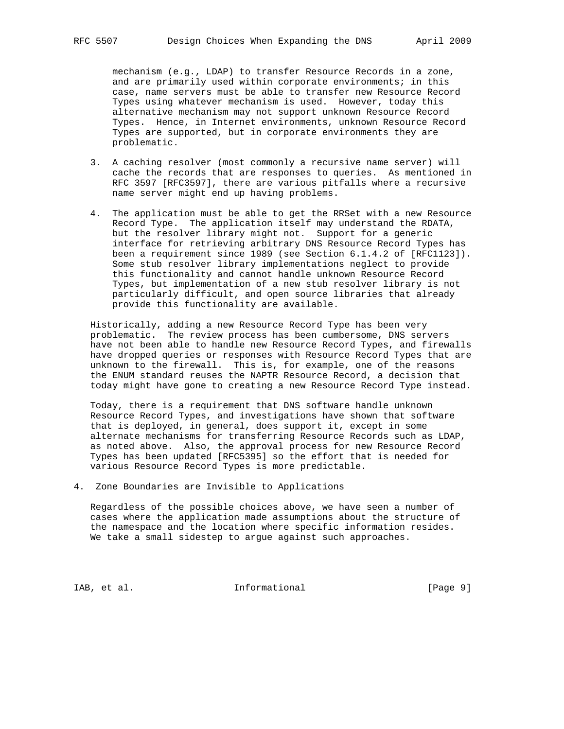mechanism (e.g., LDAP) to transfer Resource Records in a zone, and are primarily used within corporate environments; in this case, name servers must be able to transfer new Resource Record Types using whatever mechanism is used. However, today this alternative mechanism may not support unknown Resource Record Types. Hence, in Internet environments, unknown Resource Record Types are supported, but in corporate environments they are problematic.

3. A caching resolver (most commonly a recursive name server) will cache the records that are responses to queries. As mentioned in RFC 3597 [RFC3597], there are various pitfalls where a recursive name server might end up having problems.

4. The application must be able to get the RRSet with a new Resource Record Type. The application itself may understand the RDATA, but the resolver library might not. Support for a generic interface for retrieving arbitrary DNS Resource Record Types has been a requirement since 1989 (see Section 6.1.4.2 of [RFC1123]). Some stub resolver library implementations neglect to provide this functionality and cannot handle unknown Resource Record Types, but implementation of a new stub resolver library is not particularly difficult, and open source libraries that already provide this functionality are available.

Historically, adding a new Resource Record Type has been very problematic. The review process has been cumbersome, DNS servers have not been able to handle new Resource Record Types, and firewalls have dropped queries or responses with Resource Record Types that are unknown to the firewall. This is, for example, one of the reasons the ENUM standard reuses the NAPTR Resource Record, a decision that today might have gone to creating a new Resource Record Type instead.

Today, there is a requirement that DNS software handle unknown Resource Record Types, and investigations have shown that software that is deployed, in general, does support it, except in some alternate mechanisms for transferring Resource Records such as LDAP, as noted above. Also, the approval process for new Resource Record Types has been updated [RFC5395] so the effort that is needed for various Resource Record Types is more predictable.

## 4. Zone Boundaries are Invisible to Applications

Regardless of the possible choices above, we have seen a number of cases where the application made assumptions about the structure of the namespace and the location where specific information resides. We take a small sidestep to argue against such approaches.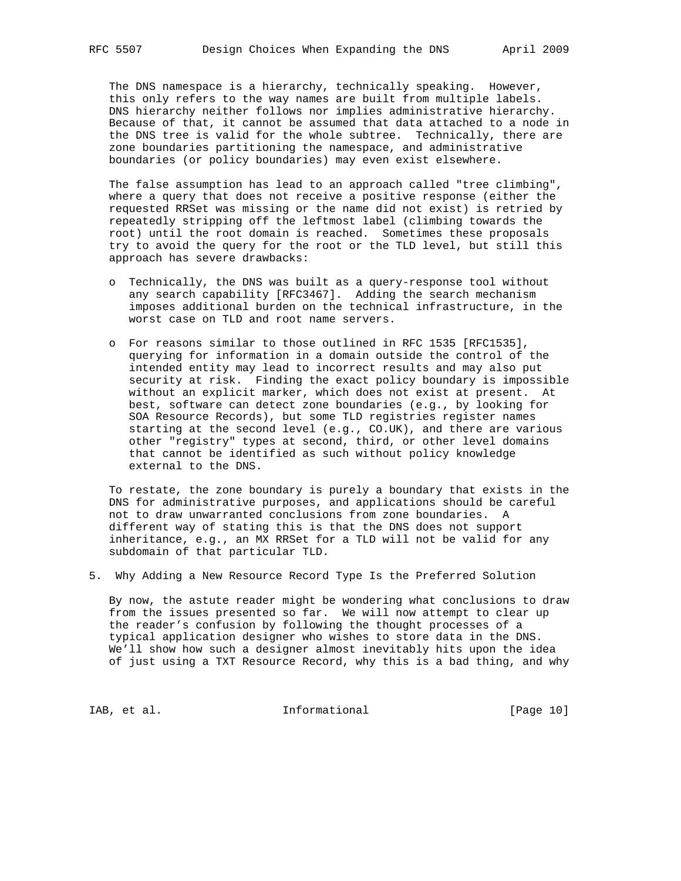The DNS namespace is a hierarchy, technically speaking. However, this only refers to the way names are built from multiple labels. DNS hierarchy neither follows nor implies administrative hierarchy. Because of that, it cannot be assumed that data attached to a node in the DNS tree is valid for the whole subtree. Technically, there are zone boundaries partitioning the namespace, and administrative boundaries (or policy boundaries) may even exist elsewhere.

The false assumption has lead to an approach called "tree climbing", where a query that does not receive a positive response (either the requested RRSet was missing or the name did not exist) is retried by repeatedly stripping off the leftmost label (climbing towards the root) until the root domain is reached. Sometimes these proposals try to avoid the query for the root or the TLD level, but still this approach has severe drawbacks:

- Technically, the DNS was built as a query-response tool without any search capability [RFC3467]. Adding the search mechanism imposes additional burden on the technical infrastructure, in the worst case on TLD and root name servers.

- For reasons similar to those outlined in RFC 1535 [RFC1535], querying for information in a domain outside the control of the intended entity may lead to incorrect results and may also put security at risk. Finding the exact policy boundary is impossible without an explicit marker, which does not exist at present. At best, software can detect zone boundaries (e.g., by looking for SOA Resource Records), but some TLD registries register names starting at the second level (e.g., CO.UK), and there are various other "registry" types at second, third, or other level domains that cannot be identified as such without policy knowledge external to the DNS.

To restate, the zone boundary is purely a boundary that exists in the DNS for administrative purposes, and applications should be careful not to draw unwarranted conclusions from zone boundaries. A different way of stating this is that the DNS does not support inheritance, e.g., an MX RRSet for a TLD will not be valid for any subdomain of that particular TLD.

## 5. Why Adding a New Resource Record Type Is the Preferred Solution

By now, the astute reader might be wondering what conclusions to draw from the issues presented so far. We will now attempt to clear up the reader's confusion by following the thought processes of a typical application designer who wishes to store data in the DNS. We'll show how such a designer almost inevitably hits upon the idea of just using a TXT Resource Record, why this is a bad thing, and why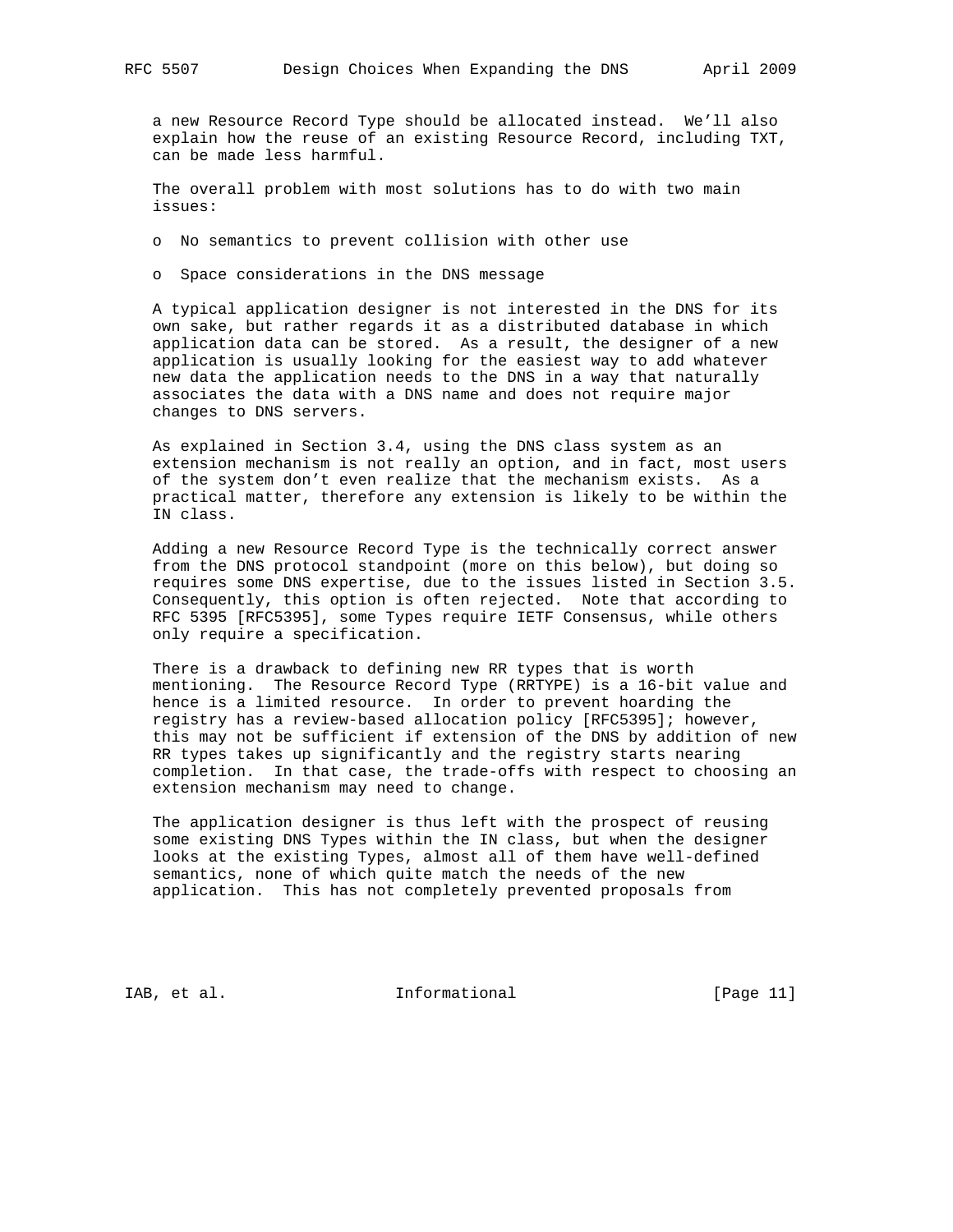a new Resource Record Type should be allocated instead. We'll also explain how the reuse of an existing Resource Record, including TXT, can be made less harmful.

The overall problem with most solutions has to do with two main issues:

- No semantics to prevent collision with other use
- Space considerations in the DNS message

A typical application designer is not interested in the DNS for its own sake, but rather regards it as a distributed database in which application data can be stored. As a result, the designer of a new application is usually looking for the easiest way to add whatever new data the application needs to the DNS in a way that naturally associates the data with a DNS name and does not require major changes to DNS servers.

As explained in Section 3.4, using the DNS class system as an extension mechanism is not really an option, and in fact, most users of the system don't even realize that the mechanism exists. As a practical matter, therefore any extension is likely to be within the IN class.

Adding a new Resource Record Type is the technically correct answer from the DNS protocol standpoint (more on this below), but doing so requires some DNS expertise, due to the issues listed in Section 3.5. Consequently, this option is often rejected. Note that according to RFC 5395 [RFC5395], some Types require IETF Consensus, while others only require a specification.

There is a drawback to defining new RR types that is worth mentioning. The Resource Record Type (RRTYPE) is a 16-bit value and hence is a limited resource. In order to prevent hoarding the registry has a review-based allocation policy [RFC5395]; however, this may not be sufficient if extension of the DNS by addition of new RR types takes up significantly and the registry starts nearing completion. In that case, the trade-offs with respect to choosing an extension mechanism may need to change.

The application designer is thus left with the prospect of reusing some existing DNS Types within the IN class, but when the designer looks at the existing Types, almost all of them have well-defined semantics, none of which quite match the needs of the new application. This has not completely prevented proposals from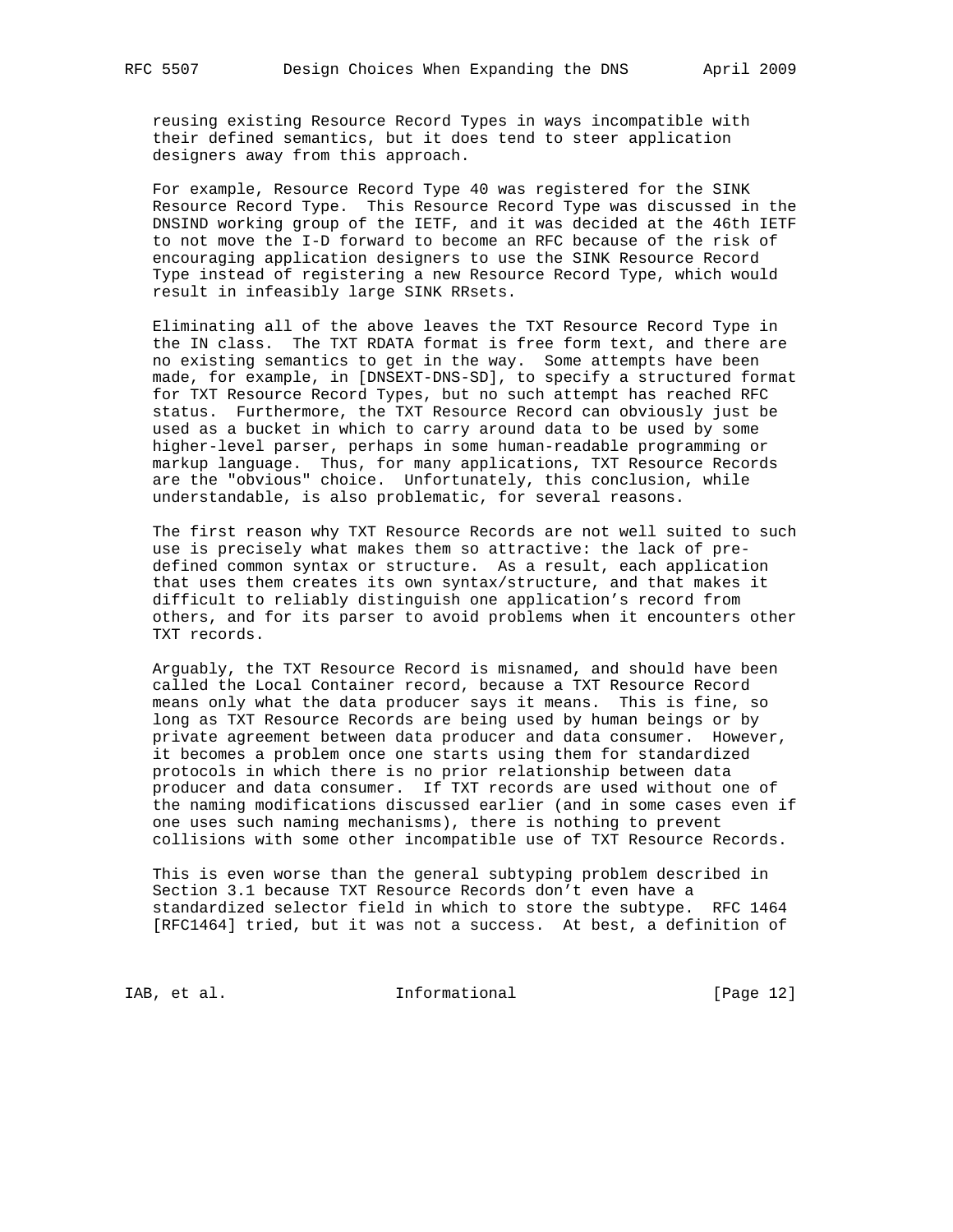reusing existing Resource Record Types in ways incompatible with their defined semantics, but it does tend to steer application designers away from this approach.

For example, Resource Record Type 40 was registered for the SINK Resource Record Type. This Resource Record Type was discussed in the DNSIND working group of the IETF, and it was decided at the 46th IETF to not move the I-D forward to become an RFC because of the risk of encouraging application designers to use the SINK Resource Record Type instead of registering a new Resource Record Type, which would result in infeasibly large SINK RRsets.

Eliminating all of the above leaves the TXT Resource Record Type in the IN class. The TXT RDATA format is free form text, and there are no existing semantics to get in the way. Some attempts have been made, for example, in [DNSEXT-DNS-SD], to specify a structured format for TXT Resource Record Types, but no such attempt has reached RFC status. Furthermore, the TXT Resource Record can obviously just be used as a bucket in which to carry around data to be used by some higher-level parser, perhaps in some human-readable programming or markup language. Thus, for many applications, TXT Resource Records are the "obvious" choice. Unfortunately, this conclusion, while understandable, is also problematic, for several reasons.

The first reason why TXT Resource Records are not well suited to such use is precisely what makes them so attractive: the lack of pre-defined common syntax or structure. As a result, each application that uses them creates its own syntax/structure, and that makes it difficult to reliably distinguish one application's record from others, and for its parser to avoid problems when it encounters other TXT records.

Arguably, the TXT Resource Record is misnamed, and should have been called the Local Container record, because a TXT Resource Record means only what the data producer says it means. This is fine, so long as TXT Resource Records are being used by human beings or by private agreement between data producer and data consumer. However, it becomes a problem once one starts using them for standardized protocols in which there is no prior relationship between data producer and data consumer. If TXT records are used without one of the naming modifications discussed earlier (and in some cases even if one uses such naming mechanisms), there is nothing to prevent collisions with some other incompatible use of TXT Resource Records.

This is even worse than the general subtyping problem described in Section 3.1 because TXT Resource Records don't even have a standardized selector field in which to store the subtype. RFC 1464 [RFC1464] tried, but it was not a success. At best, a definition of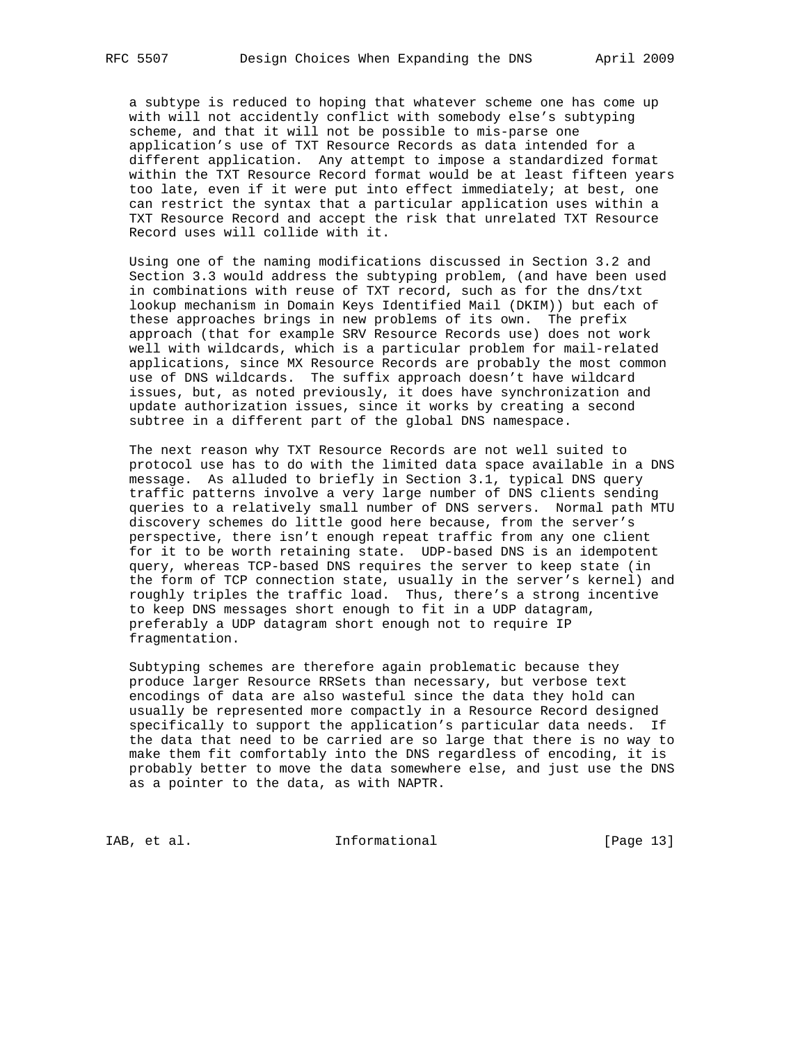a subtype is reduced to hoping that whatever scheme one has come up with will not accidently conflict with somebody else's subtyping scheme, and that it will not be possible to mis-parse one application's use of TXT Resource Records as data intended for a different application. Any attempt to impose a standardized format within the TXT Resource Record format would be at least fifteen years too late, even if it were put into effect immediately; at best, one can restrict the syntax that a particular application uses within a TXT Resource Record and accept the risk that unrelated TXT Resource Record uses will collide with it.

Using one of the naming modifications discussed in Section 3.2 and Section 3.3 would address the subtyping problem, (and have been used in combinations with reuse of TXT record, such as for the dns/txt lookup mechanism in Domain Keys Identified Mail (DKIM)) but each of these approaches brings in new problems of its own. The prefix approach (that for example SRV Resource Records use) does not work well with wildcards, which is a particular problem for mail-related applications, since MX Resource Records are probably the most common use of DNS wildcards. The suffix approach doesn't have wildcard issues, but, as noted previously, it does have synchronization and update authorization issues, since it works by creating a second subtree in a different part of the global DNS namespace.

The next reason why TXT Resource Records are not well suited to protocol use has to do with the limited data space available in a DNS message. As alluded to briefly in Section 3.1, typical DNS query traffic patterns involve a very large number of DNS clients sending queries to a relatively small number of DNS servers. Normal path MTU discovery schemes do little good here because, from the server's perspective, there isn't enough repeat traffic from any one client for it to be worth retaining state. UDP-based DNS is an idempotent query, whereas TCP-based DNS requires the server to keep state (in the form of TCP connection state, usually in the server's kernel) and roughly triples the traffic load. Thus, there's a strong incentive to keep DNS messages short enough to fit in a UDP datagram, preferably a UDP datagram short enough not to require IP fragmentation.

Subtyping schemes are therefore again problematic because they produce larger Resource RRSets than necessary, but verbose text encodings of data are also wasteful since the data they hold can usually be represented more compactly in a Resource Record designed specifically to support the application's particular data needs. If the data that need to be carried are so large that there is no way to make them fit comfortably into the DNS regardless of encoding, it is probably better to move the data somewhere else, and just use the DNS as a pointer to the data, as with NAPTR.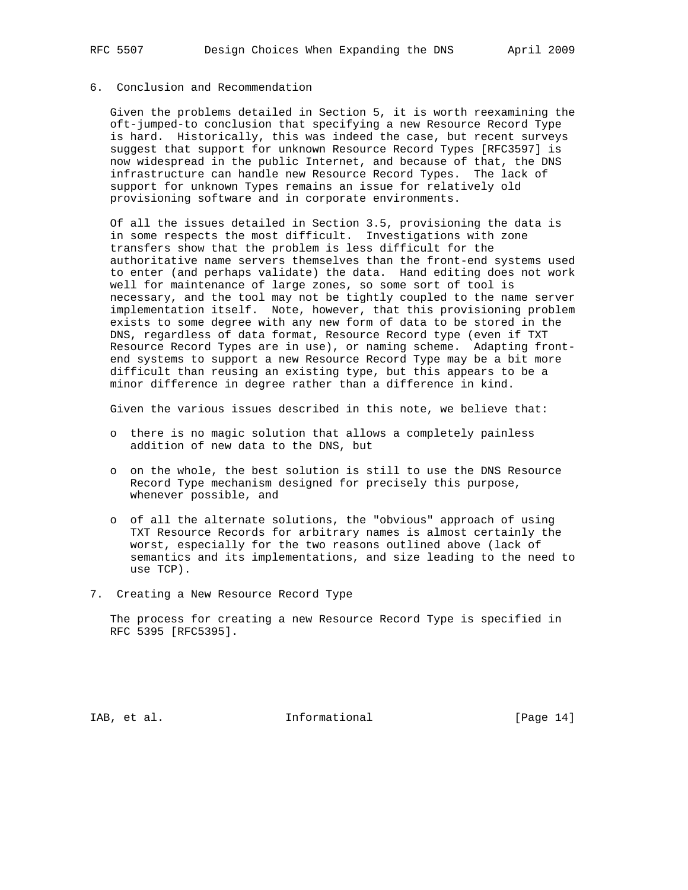## 6. Conclusion and Recommendation

Given the problems detailed in Section 5, it is worth reexamining the oft-jumped-to conclusion that specifying a new Resource Record Type is hard. Historically, this was indeed the case, but recent surveys suggest that support for unknown Resource Record Types [RFC3597] is now widespread in the public Internet, and because of that, the DNS infrastructure can handle new Resource Record Types. The lack of support for unknown Types remains an issue for relatively old provisioning software and in corporate environments.

Of all the issues detailed in Section 3.5, provisioning the data is in some respects the most difficult. Investigations with zone transfers show that the problem is less difficult for the authoritative name servers themselves than the front-end systems used to enter (and perhaps validate) the data. Hand editing does not work well for maintenance of large zones, so some sort of tool is necessary, and the tool may not be tightly coupled to the name server implementation itself. Note, however, that this provisioning problem exists to some degree with any new form of data to be stored in the DNS, regardless of data format, Resource Record type (even if TXT Resource Record Types are in use), or naming scheme. Adapting front-end systems to support a new Resource Record Type may be a bit more difficult than reusing an existing type, but this appears to be a minor difference in degree rather than a difference in kind.

Given the various issues described in this note, we believe that:

- there is no magic solution that allows a completely painless addition of new data to the DNS, but
- on the whole, the best solution is still to use the DNS Resource Record Type mechanism designed for precisely this purpose, whenever possible, and
- of all the alternate solutions, the "obvious" approach of using TXT Resource Records for arbitrary names is almost certainly the worst, especially for the two reasons outlined above (lack of semantics and its implementations, and size leading to the need to use TCP).

## 7. Creating a New Resource Record Type

The process for creating a new Resource Record Type is specified in RFC 5395 [RFC5395].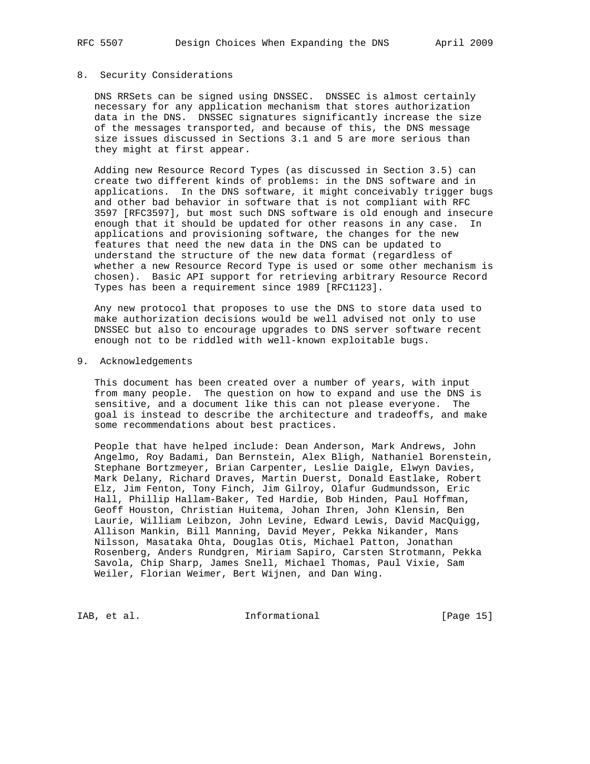## 8. Security Considerations

DNS RRSets can be signed using DNSSEC. DNSSEC is almost certainly necessary for any application mechanism that stores authorization data in the DNS. DNSSEC signatures significantly increase the size of the messages transported, and because of this, the DNS message size issues discussed in Sections 3.1 and 5 are more serious than they might at first appear.

Adding new Resource Record Types (as discussed in Section 3.5) can create two different kinds of problems: in the DNS software and in applications. In the DNS software, it might conceivably trigger bugs and other bad behavior in software that is not compliant with RFC 3597 [RFC3597], but most such DNS software is old enough and insecure enough that it should be updated for other reasons in any case. In applications and provisioning software, the changes for the new features that need the new data in the DNS can be updated to understand the structure of the new data format (regardless of whether a new Resource Record Type is used or some other mechanism is chosen). Basic API support for retrieving arbitrary Resource Record Types has been a requirement since 1989 [RFC1123].

Any new protocol that proposes to use the DNS to store data used to make authorization decisions would be well advised not only to use DNSSEC but also to encourage upgrades to DNS server software recent enough not to be riddled with well-known exploitable bugs.

## 9. Acknowledgements

This document has been created over a number of years, with input from many people. The question on how to expand and use the DNS is sensitive, and a document like this can not please everyone. The goal is instead to describe the architecture and tradeoffs, and make some recommendations about best practices.

People that have helped include: Dean Anderson, Mark Andrews, John Angelmo, Roy Badami, Dan Bernstein, Alex Bligh, Nathaniel Borenstein, Stephane Bortzmeyer, Brian Carpenter, Leslie Daigle, Elwyn Davies, Mark Delany, Richard Draves, Martin Duerst, Donald Eastlake, Robert Elz, Jim Fenton, Tony Finch, Jim Gilroy, Olafur Gudmundsson, Eric Hall, Phillip Hallam-Baker, Ted Hardie, Bob Hinden, Paul Hoffman, Geoff Houston, Christian Huitema, Johan Ihren, John Klensin, Ben Laurie, William Leibzon, John Levine, Edward Lewis, David MacQuigg, Allison Mankin, Bill Manning, David Meyer, Pekka Nikander, Mans Nilsson, Masataka Ohta, Douglas Otis, Michael Patton, Jonathan Rosenberg, Anders Rundgren, Miriam Sapiro, Carsten Strotmann, Pekka Savola, Chip Sharp, James Snell, Michael Thomas, Paul Vixie, Sam Weiler, Florian Weimer, Bert Wijnen, and Dan Wing.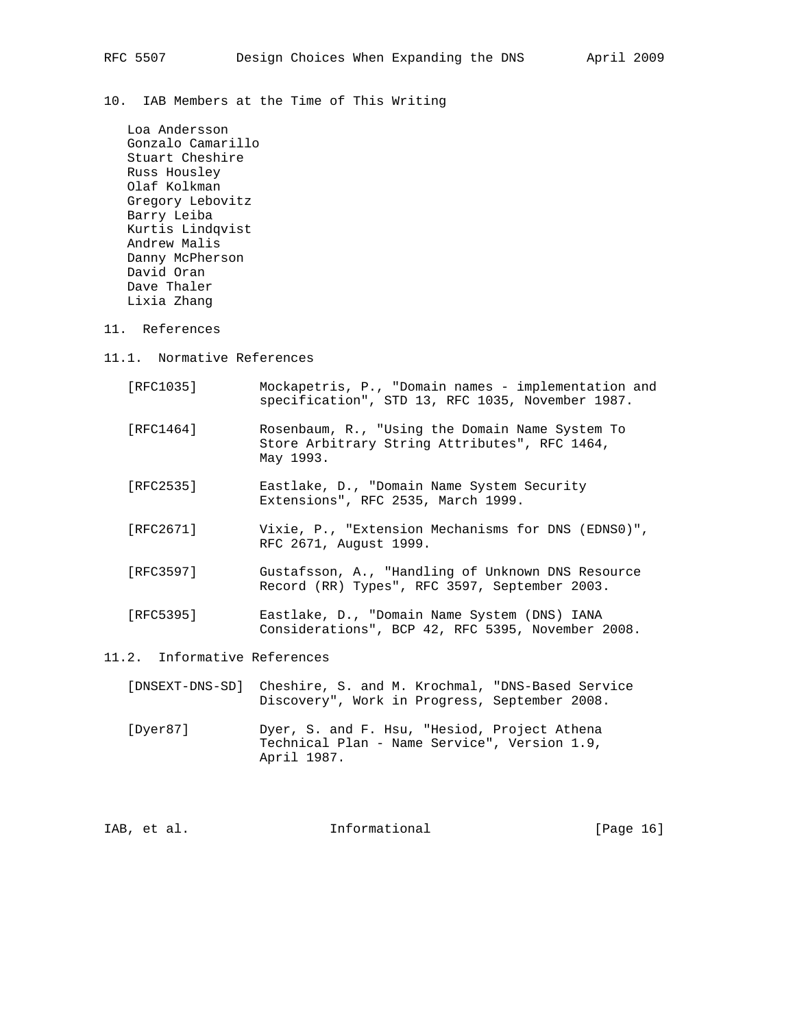## 10. IAB Members at the Time of This Writing

Loa Andersson
Gonzalo Camarillo
Stuart Cheshire
Russ Housley
Olaf Kolkman
Gregory Lebovitz
Barry Leiba
Kurtis Lindqvist
Andrew Malis
Danny McPherson
David Oran
Dave Thaler
Lixia Zhang

## 11. References

### 11.1. Normative References

[RFC1035] Mockapetris, P., "Domain names - implementation and specification", STD 13, RFC 1035, November 1987.

[RFC1464] Rosenbaum, R., "Using the Domain Name System To Store Arbitrary String Attributes", RFC 1464, May 1993.

[RFC2535] Eastlake, D., "Domain Name System Security Extensions", RFC 2535, March 1999.

[RFC2671] Vixie, P., "Extension Mechanisms for DNS (EDNS0)", RFC 2671, August 1999.

[RFC3597] Gustafsson, A., "Handling of Unknown DNS Resource Record (RR) Types", RFC 3597, September 2003.

[RFC5395] Eastlake, D., "Domain Name System (DNS) IANA Considerations", BCP 42, RFC 5395, November 2008.

### 11.2. Informative References

[DNSEXT-DNS-SD] Cheshire, S. and M. Krochmal, "DNS-Based Service Discovery", Work in Progress, September 2008.

[Dyer87] Dyer, S. and F. Hsu, "Hesiod, Project Athena Technical Plan - Name Service", Version 1.9, April 1987.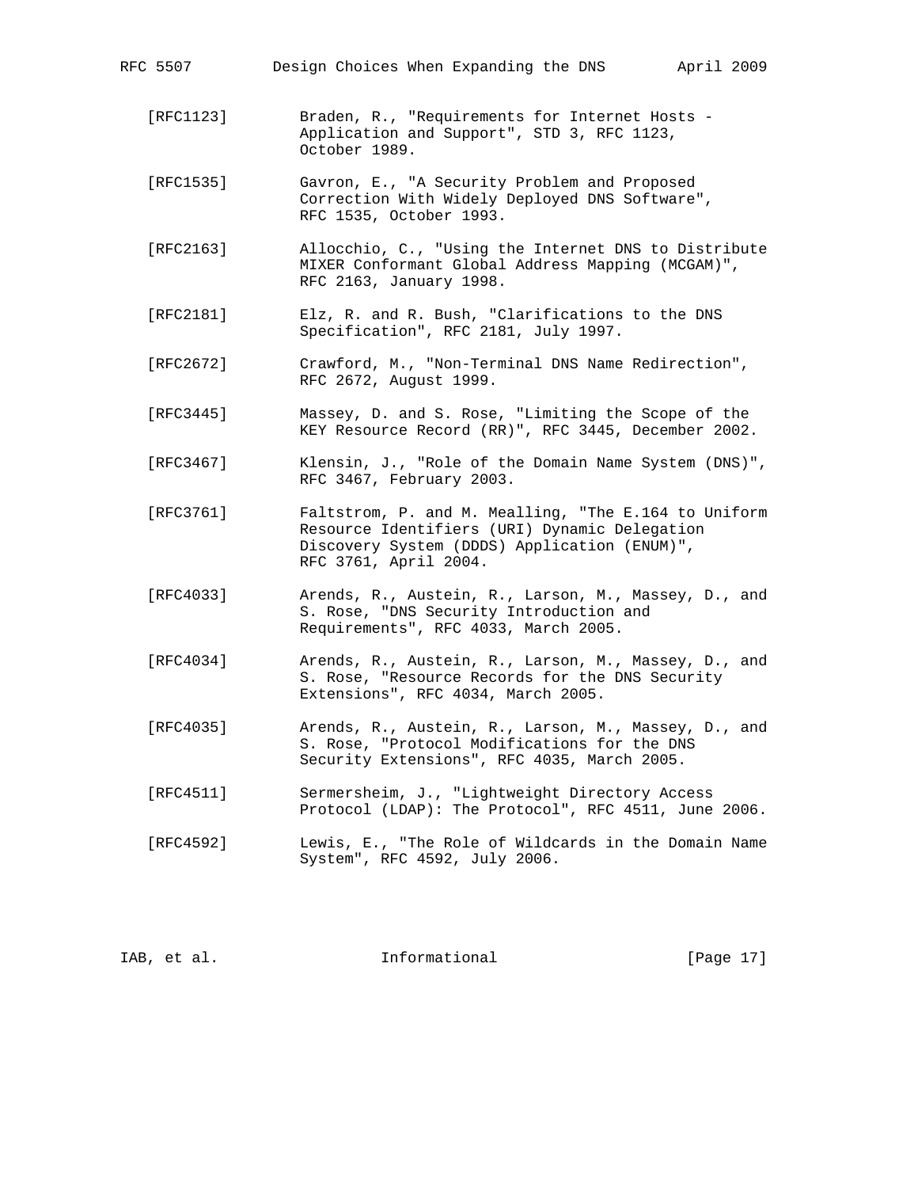[RFC1123] Braden, R., "Requirements for Internet Hosts - Application and Support", STD 3, RFC 1123, October 1989.

[RFC1535] Gavron, E., "A Security Problem and Proposed Correction With Widely Deployed DNS Software", RFC 1535, October 1993.

[RFC2163] Allocchio, C., "Using the Internet DNS to Distribute MIXER Conformant Global Address Mapping (MCGAM)", RFC 2163, January 1998.

[RFC2181] Elz, R. and R. Bush, "Clarifications to the DNS Specification", RFC 2181, July 1997.

[RFC2672] Crawford, M., "Non-Terminal DNS Name Redirection", RFC 2672, August 1999.

[RFC3445] Massey, D. and S. Rose, "Limiting the Scope of the KEY Resource Record (RR)", RFC 3445, December 2002.

[RFC3467] Klensin, J., "Role of the Domain Name System (DNS)", RFC 3467, February 2003.

[RFC3761] Faltstrom, P. and M. Mealling, "The E.164 to Uniform Resource Identifiers (URI) Dynamic Delegation Discovery System (DDDS) Application (ENUM)", RFC 3761, April 2004.

[RFC4033] Arends, R., Austein, R., Larson, M., Massey, D., and S. Rose, "DNS Security Introduction and Requirements", RFC 4033, March 2005.

[RFC4034] Arends, R., Austein, R., Larson, M., Massey, D., and S. Rose, "Resource Records for the DNS Security Extensions", RFC 4034, March 2005.

[RFC4035] Arends, R., Austein, R., Larson, M., Massey, D., and S. Rose, "Protocol Modifications for the DNS Security Extensions", RFC 4035, March 2005.

[RFC4511] Sermersheim, J., "Lightweight Directory Access Protocol (LDAP): The Protocol", RFC 4511, June 2006.

[RFC4592] Lewis, E., "The Role of Wildcards in the Domain Name System", RFC 4592, July 2006.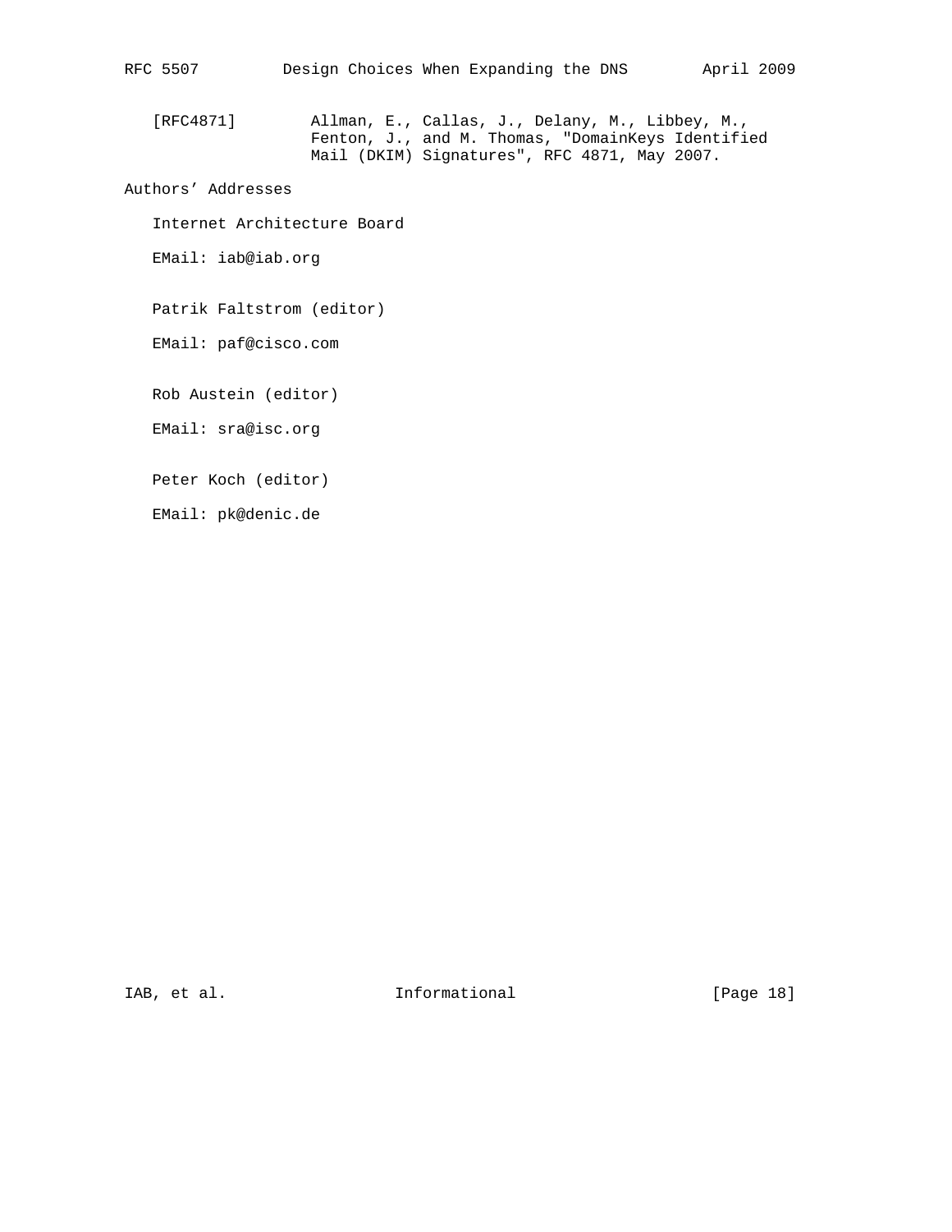[RFC4871] Allman, E., Callas, J., Delany, M., Libbey, M., Fenton, J., and M. Thomas, "DomainKeys Identified Mail (DKIM) Signatures", RFC 4871, May 2007.

## Authors' Addresses

Internet Architecture Board

EMail: iab@iab.org

Patrik Faltstrom (editor)

EMail: paf@cisco.com

Rob Austein (editor)

EMail: sra@isc.org

Peter Koch (editor)

EMail: pk@denic.de